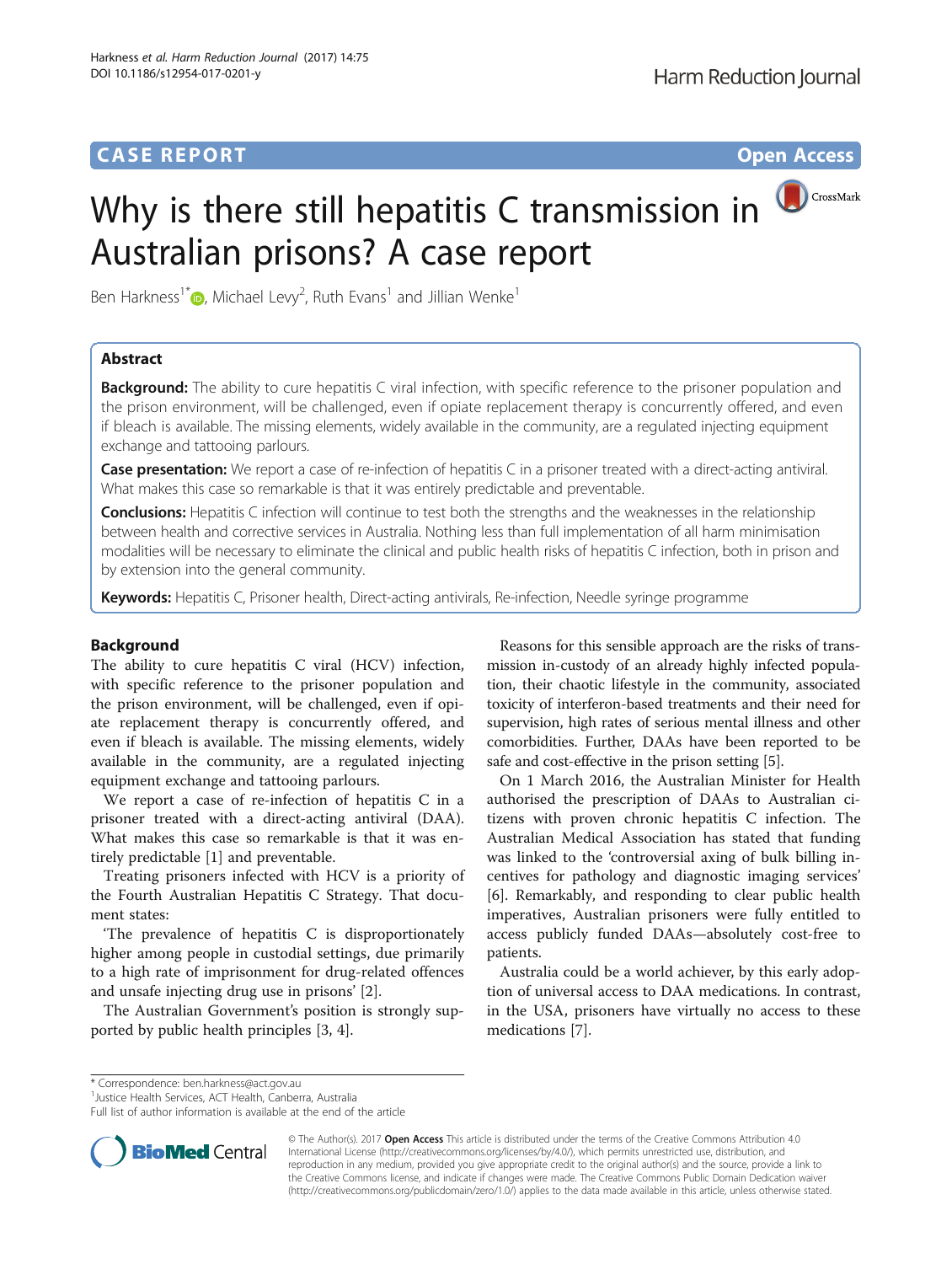CASE REPORT

Open Access

# Why is there still hepatitis C transmission in Australian prisons? A case report

Ben Harkness[1*], Michael Levy[2], Ruth Evans[1] and Jillian Wenke[1]

## Abstract

**Background:** The ability to cure hepatitis C viral infection, with specific reference to the prisoner population and the prison environment, will be challenged, even if opiate replacement therapy is concurrently offered, and even if bleach is available. The missing elements, widely available in the community, are a regulated injecting equipment exchange and tattooing parlours.

**Case presentation:** We report a case of re-infection of hepatitis C in a prisoner treated with a direct-acting antiviral. What makes this case so remarkable is that it was entirely predictable and preventable.

**Conclusions:** Hepatitis C infection will continue to test both the strengths and the weaknesses in the relationship between health and corrective services in Australia. Nothing less than full implementation of all harm minimisation modalities will be necessary to eliminate the clinical and public health risks of hepatitis C infection, both in prison and by extension into the general community.

**Keywords:** Hepatitis C, Prisoner health, Direct-acting antivirals, Re-infection, Needle syringe programme

## Background

The ability to cure hepatitis C viral (HCV) infection, with specific reference to the prisoner population and the prison environment, will be challenged, even if opiate replacement therapy is concurrently offered, and even if bleach is available. The missing elements, widely available in the community, are a regulated injecting equipment exchange and tattooing parlours.

We report a case of re-infection of hepatitis C in a prisoner treated with a direct-acting antiviral (DAA). What makes this case so remarkable is that it was entirely predictable [1] and preventable.

Treating prisoners infected with HCV is a priority of the Fourth Australian Hepatitis C Strategy. That document states:

'The prevalence of hepatitis C is disproportionately higher among people in custodial settings, due primarily to a high rate of imprisonment for drug-related offences and unsafe injecting drug use in prisons' [2].

The Australian Government's position is strongly supported by public health principles [3, 4].

Reasons for this sensible approach are the risks of transmission in-custody of an already highly infected population, their chaotic lifestyle in the community, associated toxicity of interferon-based treatments and their need for supervision, high rates of serious mental illness and other comorbidities. Further, DAAs have been reported to be safe and cost-effective in the prison setting [5].

On 1 March 2016, the Australian Minister for Health authorised the prescription of DAAs to Australian citizens with proven chronic hepatitis C infection. The Australian Medical Association has stated that funding was linked to the 'controversial axing of bulk billing incentives for pathology and diagnostic imaging services' [6]. Remarkably, and responding to clear public health imperatives, Australian prisoners were fully entitled to access publicly funded DAAs—absolutely cost-free to patients.

Australia could be a world achiever, by this early adoption of universal access to DAA medications. In contrast, in the USA, prisoners have virtually no access to these medications [7].

* Correspondence: ben.harkness@act.gov.au
[1] Justice Health Services, ACT Health, Canberra, Australia
Full list of author information is available at the end of the article

© The Author(s). 2017 **Open Access** This article is distributed under the terms of the Creative Commons Attribution 4.0 International License (http://creativecommons.org/licenses/by/4.0/), which permits unrestricted use, distribution, and reproduction in any medium, provided you give appropriate credit to the original author(s) and the source, provide a link to the Creative Commons license, and indicate if changes were made. The Creative Commons Public Domain Dedication waiver (http://creativecommons.org/publicdomain/zero/1.0/) applies to the data made available in this article, unless otherwise stated.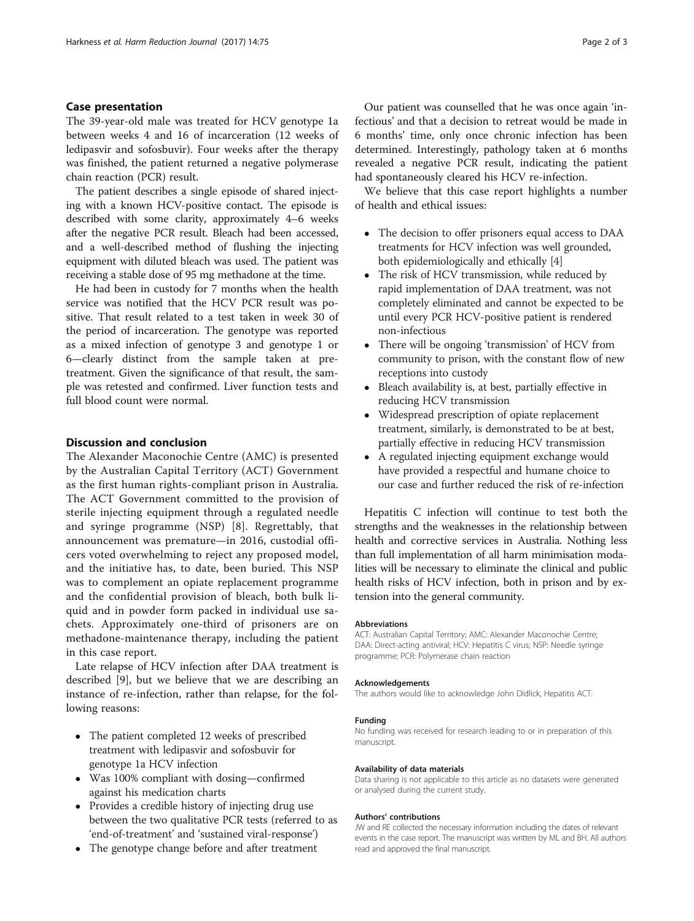## Case presentation

The 39-year-old male was treated for HCV genotype 1a between weeks 4 and 16 of incarceration (12 weeks of ledipasvir and sofosbuvir). Four weeks after the therapy was finished, the patient returned a negative polymerase chain reaction (PCR) result.

The patient describes a single episode of shared injecting with a known HCV-positive contact. The episode is described with some clarity, approximately 4–6 weeks after the negative PCR result. Bleach had been accessed, and a well-described method of flushing the injecting equipment with diluted bleach was used. The patient was receiving a stable dose of 95 mg methadone at the time.

He had been in custody for 7 months when the health service was notified that the HCV PCR result was positive. That result related to a test taken in week 30 of the period of incarceration. The genotype was reported as a mixed infection of genotype 3 and genotype 1 or 6—clearly distinct from the sample taken at pretreatment. Given the significance of that result, the sample was retested and confirmed. Liver function tests and full blood count were normal.

## Discussion and conclusion

The Alexander Maconochie Centre (AMC) is presented by the Australian Capital Territory (ACT) Government as the first human rights-compliant prison in Australia. The ACT Government committed to the provision of sterile injecting equipment through a regulated needle and syringe programme (NSP) [8]. Regrettably, that announcement was premature—in 2016, custodial officers voted overwhelming to reject any proposed model, and the initiative has, to date, been buried. This NSP was to complement an opiate replacement programme and the confidential provision of bleach, both bulk liquid and in powder form packed in individual use sachets. Approximately one-third of prisoners are on methadone-maintenance therapy, including the patient in this case report.

Late relapse of HCV infection after DAA treatment is described [9], but we believe that we are describing an instance of re-infection, rather than relapse, for the following reasons:

- The patient completed 12 weeks of prescribed treatment with ledipasvir and sofosbuvir for genotype 1a HCV infection
- Was 100% compliant with dosing—confirmed against his medication charts
- Provides a credible history of injecting drug use between the two qualitative PCR tests (referred to as 'end-of-treatment' and 'sustained viral-response')
- The genotype change before and after treatment

Our patient was counselled that he was once again 'infectious' and that a decision to retreat would be made in 6 months' time, only once chronic infection has been determined. Interestingly, pathology taken at 6 months revealed a negative PCR result, indicating the patient had spontaneously cleared his HCV re-infection.

We believe that this case report highlights a number of health and ethical issues:

- The decision to offer prisoners equal access to DAA treatments for HCV infection was well grounded, both epidemiologically and ethically [4]
- The risk of HCV transmission, while reduced by rapid implementation of DAA treatment, was not completely eliminated and cannot be expected to be until every PCR HCV-positive patient is rendered non-infectious
- There will be ongoing 'transmission' of HCV from community to prison, with the constant flow of new receptions into custody
- Bleach availability is, at best, partially effective in reducing HCV transmission
- Widespread prescription of opiate replacement treatment, similarly, is demonstrated to be at best, partially effective in reducing HCV transmission
- A regulated injecting equipment exchange would have provided a respectful and humane choice to our case and further reduced the risk of re-infection

Hepatitis C infection will continue to test both the strengths and the weaknesses in the relationship between health and corrective services in Australia. Nothing less than full implementation of all harm minimisation modalities will be necessary to eliminate the clinical and public health risks of HCV infection, both in prison and by extension into the general community.

#### Abbreviations

ACT: Australian Capital Territory; AMC: Alexander Maconochie Centre; DAA: Direct-acting antiviral; HCV: Hepatitis C virus; NSP: Needle syringe programme; PCR: Polymerase chain reaction

#### Acknowledgements

The authors would like to acknowledge John Didlick, Hepatitis ACT.

#### Funding

No funding was received for research leading to or in preparation of this manuscript.

#### Availability of data materials

Data sharing is not applicable to this article as no datasets were generated or analysed during the current study.

#### Authors' contributions

JW and RE collected the necessary information including the dates of relevant events in the case report. The manuscript was written by ML and BH. All authors read and approved the final manuscript.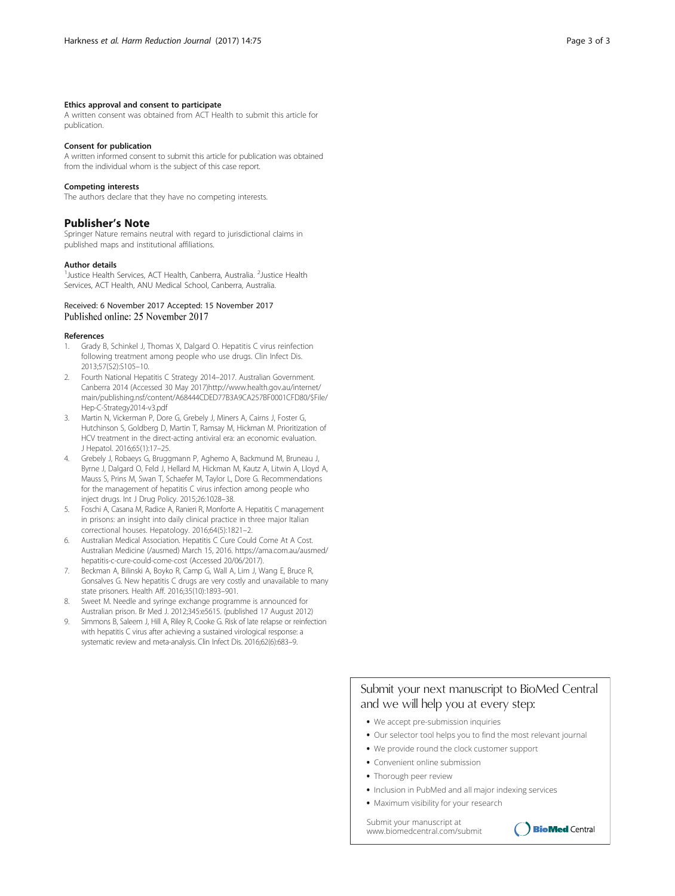### Ethics approval and consent to participate

A written consent was obtained from ACT Health to submit this article for publication.

### Consent for publication

A written informed consent to submit this article for publication was obtained from the individual whom is the subject of this case report.

### Competing interests

The authors declare that they have no competing interests.

## Publisher's Note

Springer Nature remains neutral with regard to jurisdictional claims in published maps and institutional affiliations.

### Author details

[1]Justice Health Services, ACT Health, Canberra, Australia. [2]Justice Health Services, ACT Health, ANU Medical School, Canberra, Australia.

Received: 6 November 2017 Accepted: 15 November 2017
Published online: 25 November 2017

### References

1. Grady B, Schinkel J, Thomas X, Dalgard O. Hepatitis C virus reinfection following treatment among people who use drugs. Clin Infect Dis. 2013;57(S2):S105–10.
2. Fourth National Hepatitis C Strategy 2014–2017. Australian Government. Canberra 2014 (Accessed 30 May 2017)http://www.health.gov.au/internet/main/publishing.nsf/content/A68444CDED77B3A9CA257BF0001CFD80/$File/Hep-C-Strategy2014-v3.pdf
3. Martin N, Vickerman P, Dore G, Grebely J, Miners A, Cairns J, Foster G, Hutchinson S, Goldberg D, Martin T, Ramsay M, Hickman M. Prioritization of HCV treatment in the direct-acting antiviral era: an economic evaluation. J Hepatol. 2016;65(1):17–25.
4. Grebely J, Robaeys G, Bruggmann P, Aghemo A, Backmund M, Bruneau J, Byrne J, Dalgard O, Feld J, Hellard M, Hickman M, Kautz A, Litwin A, Lloyd A, Mauss S, Prins M, Swan T, Schaefer M, Taylor L, Dore G. Recommendations for the management of hepatitis C virus infection among people who inject drugs. Int J Drug Policy. 2015;26:1028–38.
5. Foschi A, Casana M, Radice A, Ranieri R, Monforte A. Hepatitis C management in prisons: an insight into daily clinical practice in three major Italian correctional houses. Hepatology. 2016;64(5):1821–2.
6. Australian Medical Association. Hepatitis C Cure Could Come At A Cost. Australian Medicine (/ausmed) March 15, 2016. https://ama.com.au/ausmed/hepatitis-c-cure-could-come-cost (Accessed 20/06/2017).
7. Beckman A, Bilinski A, Boyko R, Camp G, Wall A, Lim J, Wang E, Bruce R, Gonsalves G. New hepatitis C drugs are very costly and unavailable to many state prisoners. Health Aff. 2016;35(10):1893–901.
8. Sweet M. Needle and syringe exchange programme is announced for Australian prison. Br Med J. 2012;345:e5615. (published 17 August 2012)
9. Simmons B, Saleem J, Hill A, Riley R, Cooke G. Risk of late relapse or reinfection with hepatitis C virus after achieving a sustained virological response: a systematic review and meta-analysis. Clin Infect Dis. 2016;62(6):683–9.

Submit your next manuscript to BioMed Central and we will help you at every step:

- We accept pre-submission inquiries
- Our selector tool helps you to find the most relevant journal
- We provide round the clock customer support
- Convenient online submission
- Thorough peer review
- Inclusion in PubMed and all major indexing services
- Maximum visibility for your research

Submit your manuscript at
www.biomedcentral.com/submit

BioMed Central